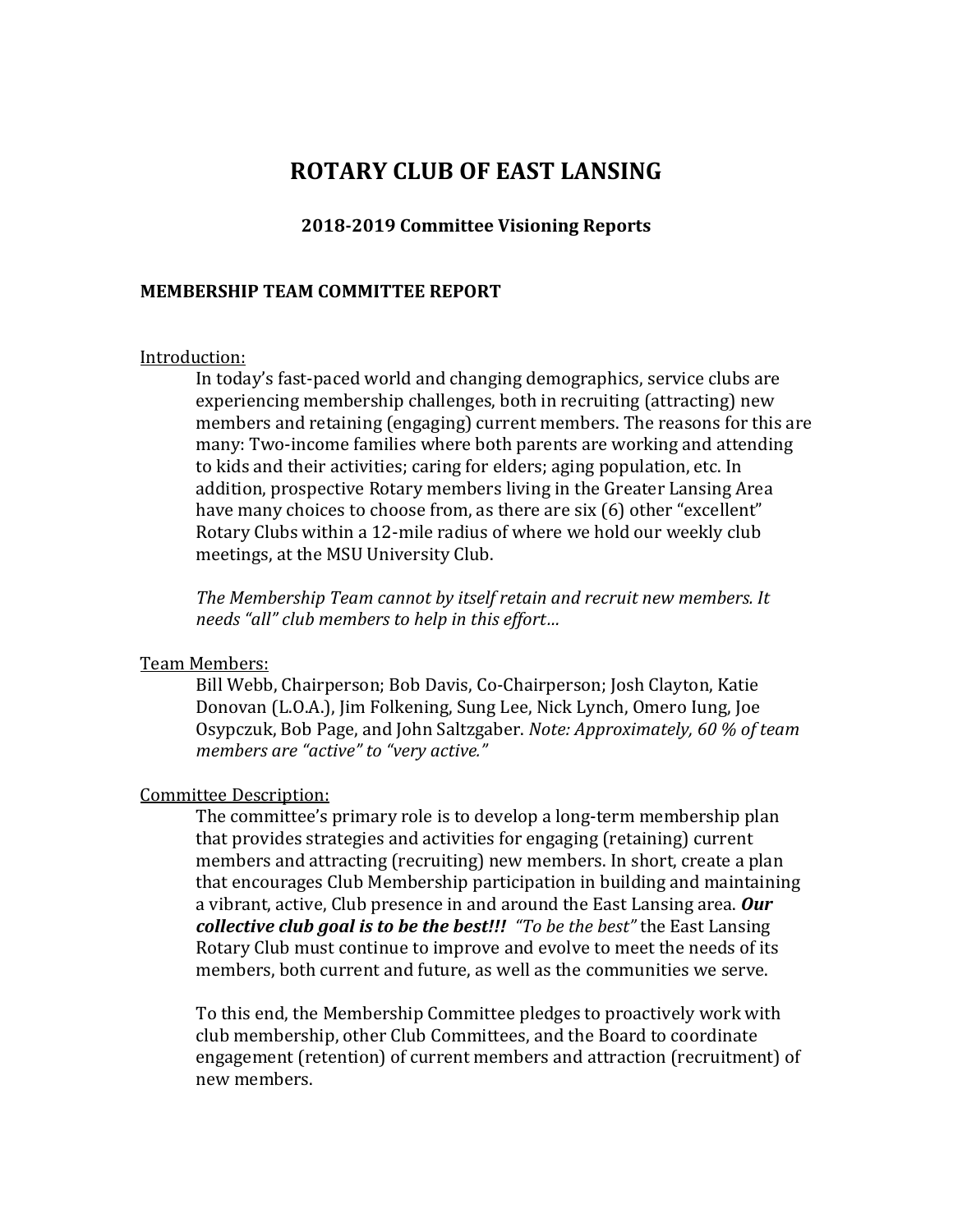# ROTARY CLUB OF EAST LANSING

### 2018-2019 Committee Visioning Reports

## MEMBERSHIP TEAM COMMITTEE REPORT

Introduction:

In today's fast-paced world and changing demographics, service clubs are experiencing membership challenges, both in recruiting (attracting) new members and retaining (engaging) current members. The reasons for this are many: Two-income families where both parents are working and attending to kids and their activities; caring for elders; aging population, etc. In addition, prospective Rotary members living in the Greater Lansing Area have many choices to choose from, as there are six (6) other "excellent" Rotary Clubs within a 12-mile radius of where we hold our weekly club meetings, at the MSU University Club.

*The Membership Team cannot by itself retain and recruit new members. It needs "all" club members to help in this effort…*

Team Members:

Bill Webb, Chairperson; Bob Davis, Co-Chairperson; Josh Clayton, Katie Donovan (L.O.A.), Jim Folkening, Sung Lee, Nick Lynch, Omero Iung, Joe Osypczuk, Bob Page, and John Saltzgaber. *Note: Approximately, 60 % of team members are "active" to "very active."*

Committee Description:

The committee's primary role is to develop a long-term membership plan that provides strategies and activities for engaging (retaining) current members and attracting (recruiting) new members. In short, create a plan that encourages Club Membership participation in building and maintaining a vibrant, active, Club presence in and around the East Lansing area. ***Our collective club goal is to be the best!!!*** *"To be the best"* the East Lansing Rotary Club must continue to improve and evolve to meet the needs of its members, both current and future, as well as the communities we serve.

To this end, the Membership Committee pledges to proactively work with club membership, other Club Committees, and the Board to coordinate engagement (retention) of current members and attraction (recruitment) of new members.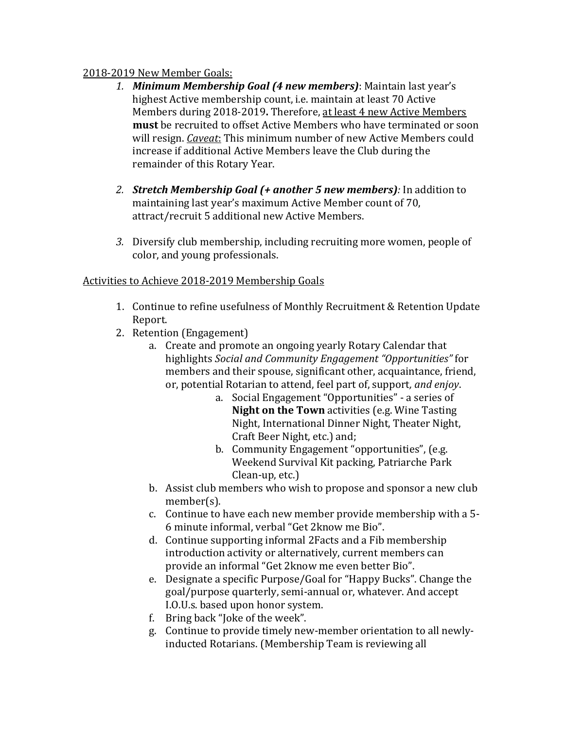<u>2018-2019 New Member Goals:</u>

1. ***Minimum Membership Goal (4 new members)***: Maintain last year's highest Active membership count, i.e. maintain at least 70 Active Members during 2018-2019**.** Therefore, <u>at least 4 new Active Members</u> **must** be recruited to offset Active Members who have terminated or soon will resign. <u>*Caveat*</u>: This minimum number of new Active Members could increase if additional Active Members leave the Club during the remainder of this Rotary Year.

2. ***Stretch Membership Goal (+ another 5 new members)****:* In addition to maintaining last year's maximum Active Member count of 70, attract/recruit 5 additional new Active Members.

3. Diversify club membership, including recruiting more women, people of color, and young professionals.

<u>Activities to Achieve 2018-2019 Membership Goals</u>

1. Continue to refine usefulness of Monthly Recruitment & Retention Update Report.
2. Retention (Engagement)
   a. Create and promote an ongoing yearly Rotary Calendar that highlights *Social and Community Engagement "Opportunities"* for members and their spouse, significant other, acquaintance, friend, or, potential Rotarian to attend, feel part of, support*, and enjoy*.
      a. Social Engagement "Opportunities" - a series of **Night on the Town** activities (e.g. Wine Tasting Night, International Dinner Night, Theater Night, Craft Beer Night, etc.) and;
      b. Community Engagement "opportunities", (e.g. Weekend Survival Kit packing, Patriarche Park Clean-up, etc.)
   b. Assist club members who wish to propose and sponsor a new club member(s).
   c. Continue to have each new member provide membership with a 5-6 minute informal, verbal "Get 2know me Bio".
   d. Continue supporting informal 2Facts and a Fib membership introduction activity or alternatively, current members can provide an informal "Get 2know me even better Bio".
   e. Designate a specific Purpose/Goal for "Happy Bucks". Change the goal/purpose quarterly, semi-annual or, whatever. And accept I.O.U.s. based upon honor system.
   f. Bring back "Joke of the week".
   g. Continue to provide timely new-member orientation to all newly-inducted Rotarians. (Membership Team is reviewing all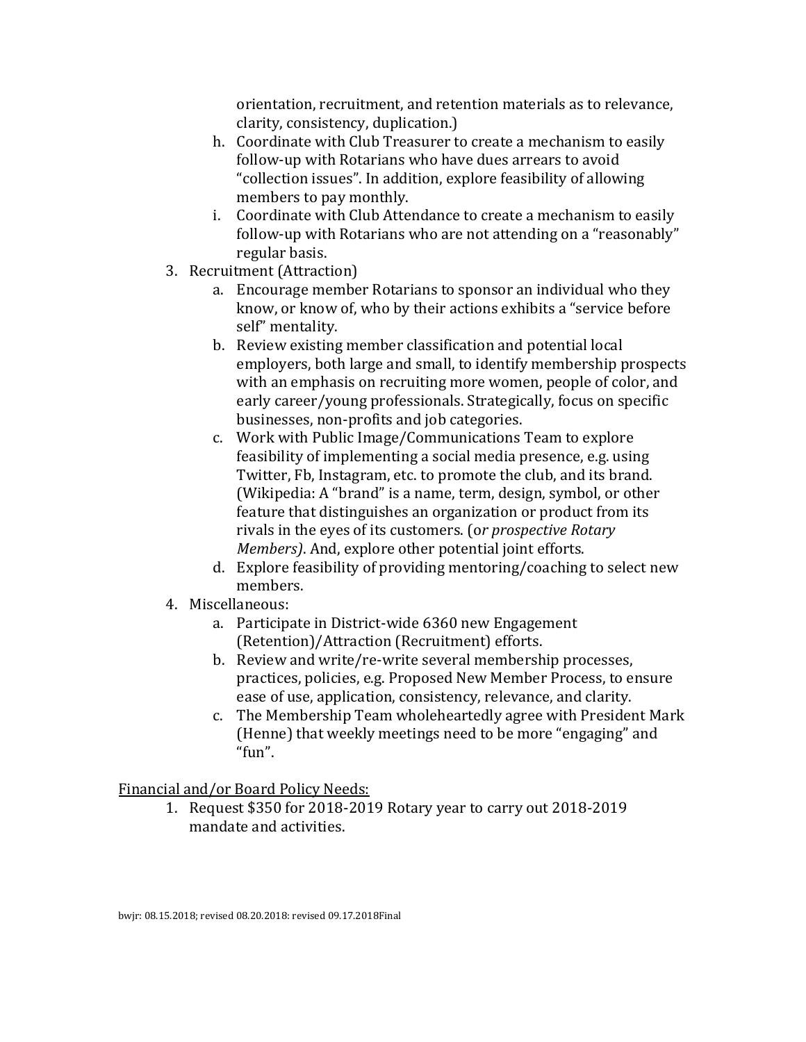orientation, recruitment, and retention materials as to relevance, clarity, consistency, duplication.)

   h. Coordinate with Club Treasurer to create a mechanism to easily follow-up with Rotarians who have dues arrears to avoid "collection issues". In addition, explore feasibility of allowing members to pay monthly.
   i. Coordinate with Club Attendance to create a mechanism to easily follow-up with Rotarians who are not attending on a "reasonably" regular basis.

3. Recruitment (Attraction)
   a. Encourage member Rotarians to sponsor an individual who they know, or know of, who by their actions exhibits a "service before self" mentality.
   b. Review existing member classification and potential local employers, both large and small, to identify membership prospects with an emphasis on recruiting more women, people of color, and early career/young professionals. Strategically, focus on specific businesses, non-profits and job categories.
   c. Work with Public Image/Communications Team to explore feasibility of implementing a social media presence, e.g. using Twitter, Fb, Instagram, etc. to promote the club, and its brand. (Wikipedia: A "brand" is a name, term, design, symbol, or other feature that distinguishes an organization or product from its rivals in the eyes of its customers. (*or prospective Rotary Members)*. And, explore other potential joint efforts.
   d. Explore feasibility of providing mentoring/coaching to select new members.

4. Miscellaneous:
   a. Participate in District-wide 6360 new Engagement (Retention)/Attraction (Recruitment) efforts.
   b. Review and write/re-write several membership processes, practices, policies, e.g. Proposed New Member Process, to ensure ease of use, application, consistency, relevance, and clarity.
   c. The Membership Team wholeheartedly agree with President Mark (Henne) that weekly meetings need to be more "engaging" and "fun".

<u>Financial and/or Board Policy Needs:</u>

1. Request $350 for 2018-2019 Rotary year to carry out 2018-2019 mandate and activities.

bwjr: 08.15.2018; revised 08.20.2018: revised 09.17.2018Final